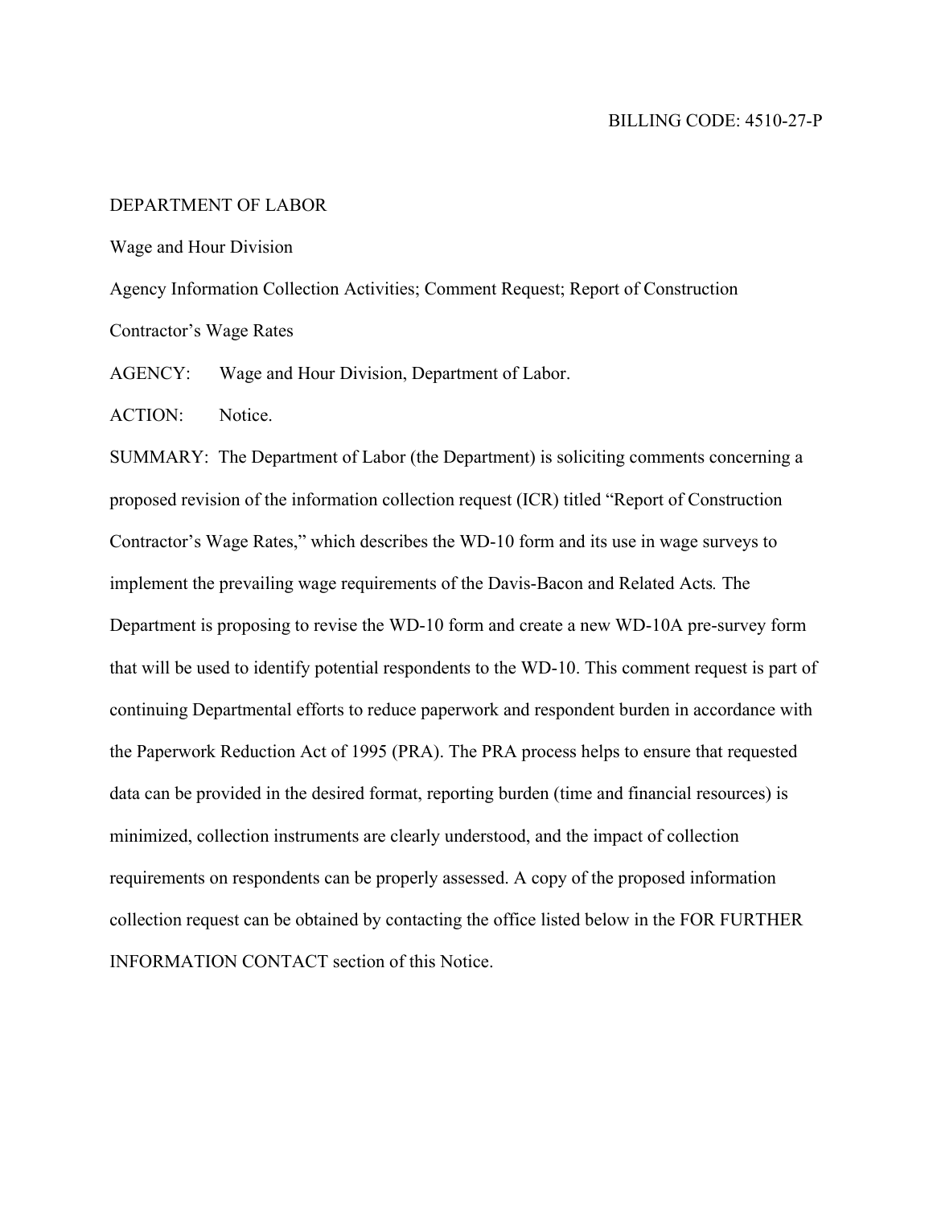BILLING CODE: 4510-27-P

DEPARTMENT OF LABOR

Wage and Hour Division

Agency Information Collection Activities; Comment Request; Report of Construction Contractor's Wage Rates

AGENCY: Wage and Hour Division, Department of Labor.

ACTION: Notice.

SUMMARY: The Department of Labor (the Department) is soliciting comments concerning a proposed revision of the information collection request (ICR) titled "Report of Construction Contractor's Wage Rates," which describes the WD-10 form and its use in wage surveys to implement the prevailing wage requirements of the Davis-Bacon and Related Acts*.* The Department is proposing to revise the WD-10 form and create a new WD-10A pre-survey form that will be used to identify potential respondents to the WD-10. This comment request is part of continuing Departmental efforts to reduce paperwork and respondent burden in accordance with the Paperwork Reduction Act of 1995 (PRA). The PRA process helps to ensure that requested data can be provided in the desired format, reporting burden (time and financial resources) is minimized, collection instruments are clearly understood, and the impact of collection requirements on respondents can be properly assessed. A copy of the proposed information collection request can be obtained by contacting the office listed below in the FOR FURTHER INFORMATION CONTACT section of this Notice.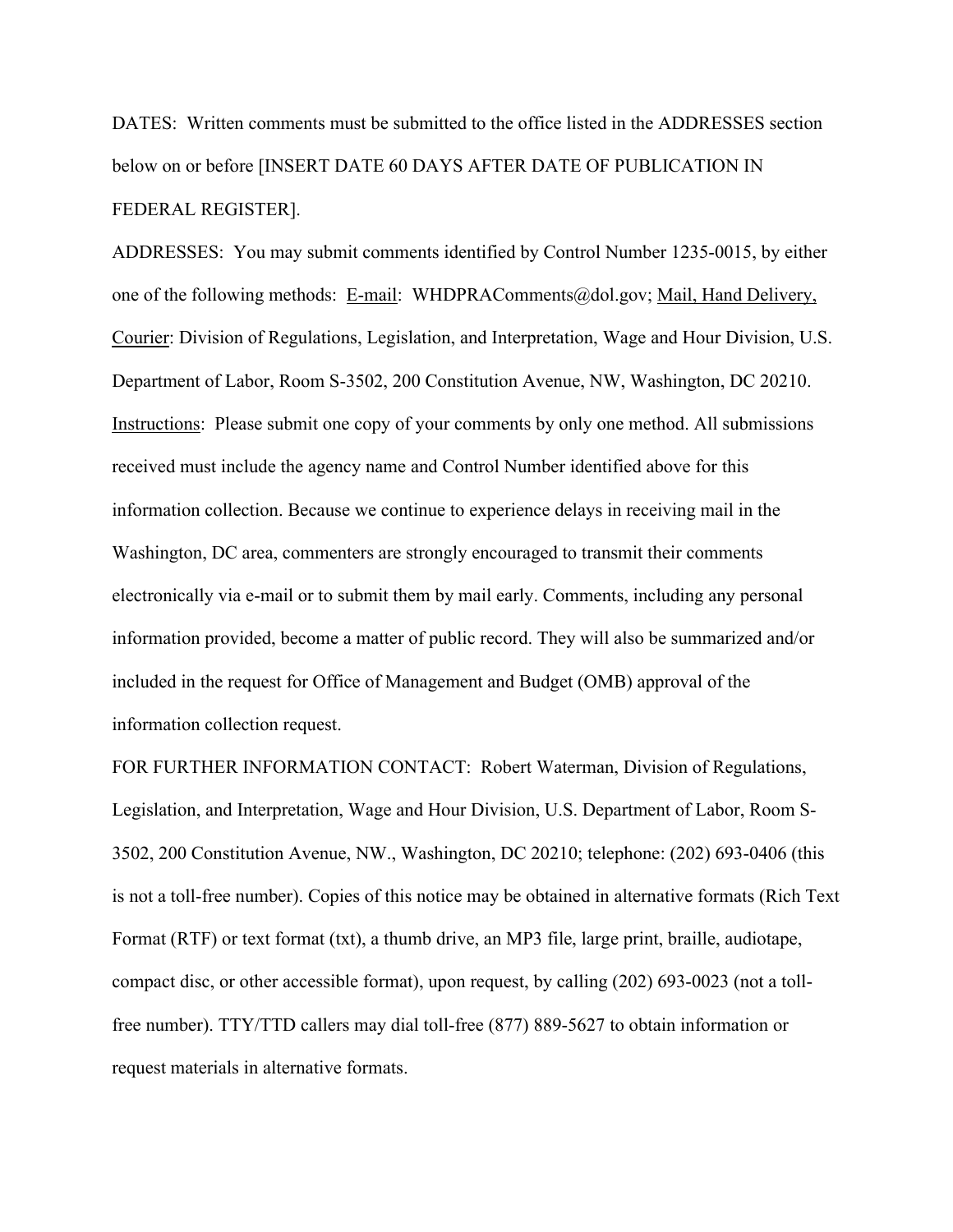DATES: Written comments must be submitted to the office listed in the ADDRESSES section below on or before [INSERT DATE 60 DAYS AFTER DATE OF PUBLICATION IN FEDERAL REGISTER].

ADDRESSES: You may submit comments identified by Control Number 1235-0015, by either one of the following methods: E-mail: WHDPRAComments@dol.gov; Mail, Hand Delivery, Courier: Division of Regulations, Legislation, and Interpretation, Wage and Hour Division, U.S. Department of Labor, Room S-3502, 200 Constitution Avenue, NW, Washington, DC 20210. Instructions: Please submit one copy of your comments by only one method. All submissions received must include the agency name and Control Number identified above for this information collection. Because we continue to experience delays in receiving mail in the Washington, DC area, commenters are strongly encouraged to transmit their comments electronically via e-mail or to submit them by mail early. Comments, including any personal information provided, become a matter of public record. They will also be summarized and/or included in the request for Office of Management and Budget (OMB) approval of the information collection request.

FOR FURTHER INFORMATION CONTACT: Robert Waterman, Division of Regulations, Legislation, and Interpretation, Wage and Hour Division, U.S. Department of Labor, Room S-3502, 200 Constitution Avenue, NW., Washington, DC 20210; telephone: (202) 693-0406 (this is not a toll-free number). Copies of this notice may be obtained in alternative formats (Rich Text Format (RTF) or text format (txt), a thumb drive, an MP3 file, large print, braille, audiotape, compact disc, or other accessible format), upon request, by calling (202) 693-0023 (not a toll-free number). TTY/TTD callers may dial toll-free (877) 889-5627 to obtain information or request materials in alternative formats.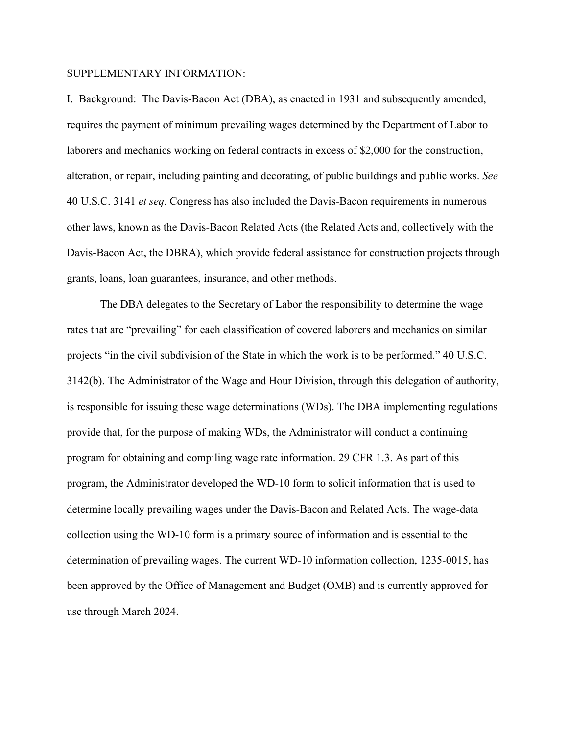SUPPLEMENTARY INFORMATION:

I. Background: The Davis-Bacon Act (DBA), as enacted in 1931 and subsequently amended, requires the payment of minimum prevailing wages determined by the Department of Labor to laborers and mechanics working on federal contracts in excess of $2,000 for the construction, alteration, or repair, including painting and decorating, of public buildings and public works. *See* 40 U.S.C. 3141 *et seq*. Congress has also included the Davis-Bacon requirements in numerous other laws, known as the Davis-Bacon Related Acts (the Related Acts and, collectively with the Davis-Bacon Act, the DBRA), which provide federal assistance for construction projects through grants, loans, loan guarantees, insurance, and other methods.

The DBA delegates to the Secretary of Labor the responsibility to determine the wage rates that are "prevailing" for each classification of covered laborers and mechanics on similar projects "in the civil subdivision of the State in which the work is to be performed." 40 U.S.C. 3142(b). The Administrator of the Wage and Hour Division, through this delegation of authority, is responsible for issuing these wage determinations (WDs). The DBA implementing regulations provide that, for the purpose of making WDs, the Administrator will conduct a continuing program for obtaining and compiling wage rate information. 29 CFR 1.3. As part of this program, the Administrator developed the WD-10 form to solicit information that is used to determine locally prevailing wages under the Davis-Bacon and Related Acts. The wage-data collection using the WD-10 form is a primary source of information and is essential to the determination of prevailing wages. The current WD-10 information collection, 1235-0015, has been approved by the Office of Management and Budget (OMB) and is currently approved for use through March 2024.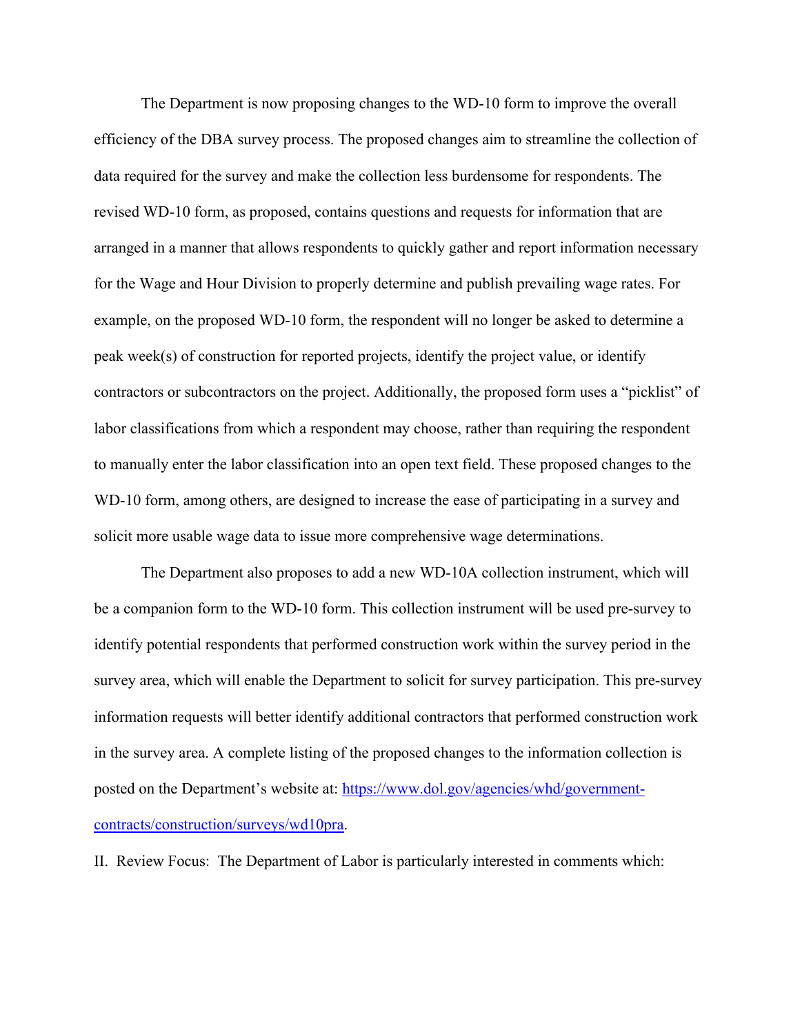The Department is now proposing changes to the WD-10 form to improve the overall efficiency of the DBA survey process. The proposed changes aim to streamline the collection of data required for the survey and make the collection less burdensome for respondents. The revised WD-10 form, as proposed, contains questions and requests for information that are arranged in a manner that allows respondents to quickly gather and report information necessary for the Wage and Hour Division to properly determine and publish prevailing wage rates. For example, on the proposed WD-10 form, the respondent will no longer be asked to determine a peak week(s) of construction for reported projects, identify the project value, or identify contractors or subcontractors on the project. Additionally, the proposed form uses a "picklist" of labor classifications from which a respondent may choose, rather than requiring the respondent to manually enter the labor classification into an open text field. These proposed changes to the WD-10 form, among others, are designed to increase the ease of participating in a survey and solicit more usable wage data to issue more comprehensive wage determinations.

The Department also proposes to add a new WD-10A collection instrument, which will be a companion form to the WD-10 form. This collection instrument will be used pre-survey to identify potential respondents that performed construction work within the survey period in the survey area, which will enable the Department to solicit for survey participation. This pre-survey information requests will better identify additional contractors that performed construction work in the survey area. A complete listing of the proposed changes to the information collection is posted on the Department's website at: [https://www.dol.gov/agencies/whd/government-contracts/construction/surveys/wd10pra](https://www.dol.gov/agencies/whd/government-contracts/construction/surveys/wd10pra).

II. Review Focus: The Department of Labor is particularly interested in comments which: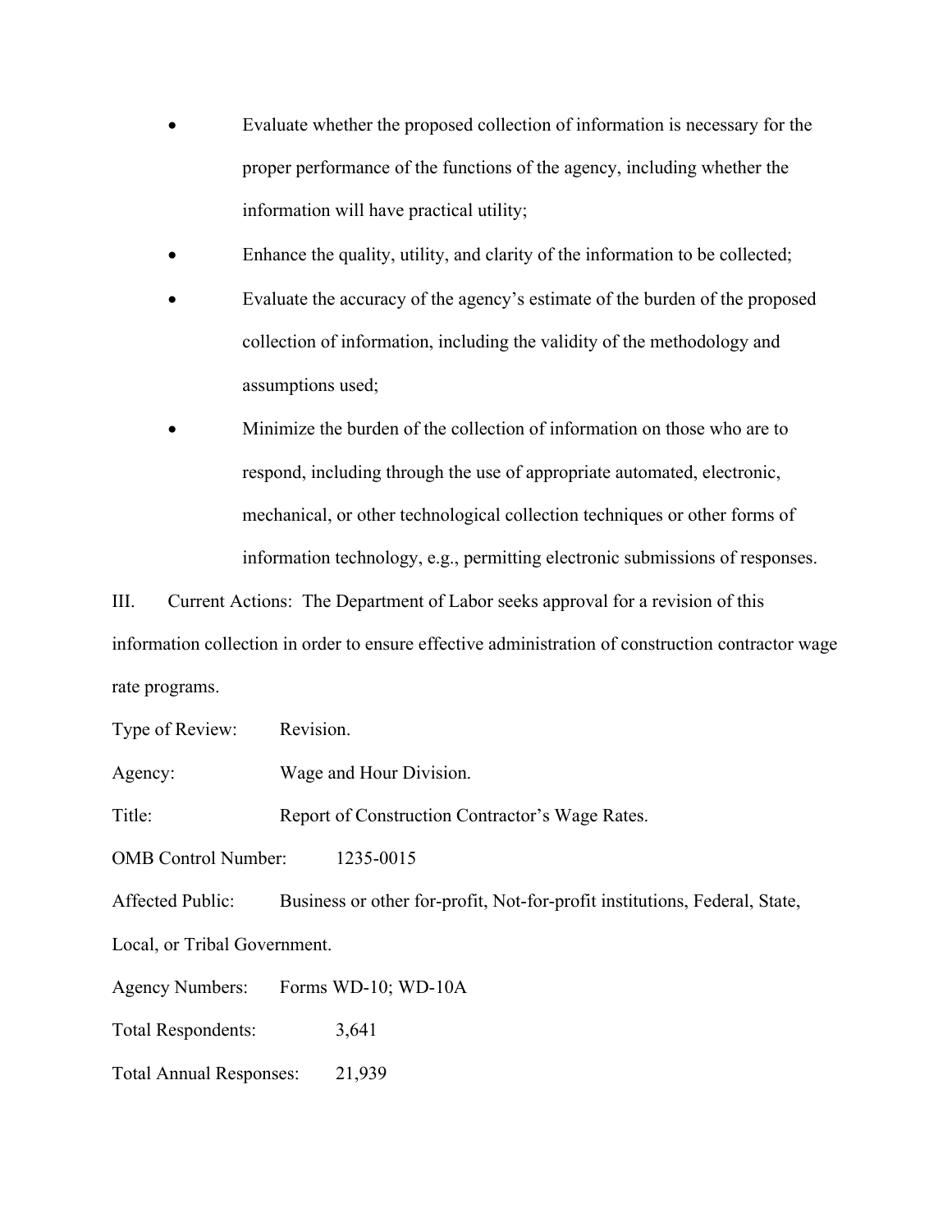- Evaluate whether the proposed collection of information is necessary for the proper performance of the functions of the agency, including whether the information will have practical utility;
- Enhance the quality, utility, and clarity of the information to be collected;
- Evaluate the accuracy of the agency's estimate of the burden of the proposed collection of information, including the validity of the methodology and assumptions used;
- Minimize the burden of the collection of information on those who are to respond, including through the use of appropriate automated, electronic, mechanical, or other technological collection techniques or other forms of information technology, e.g., permitting electronic submissions of responses.

III. Current Actions: The Department of Labor seeks approval for a revision of this information collection in order to ensure effective administration of construction contractor wage rate programs.

Type of Review: Revision.

Agency: Wage and Hour Division.

Title: Report of Construction Contractor's Wage Rates.

OMB Control Number: 1235-0015

Affected Public: Business or other for-profit, Not-for-profit institutions, Federal, State, Local, or Tribal Government.

Agency Numbers: Forms WD-10; WD-10A

Total Respondents: 3,641

Total Annual Responses: 21,939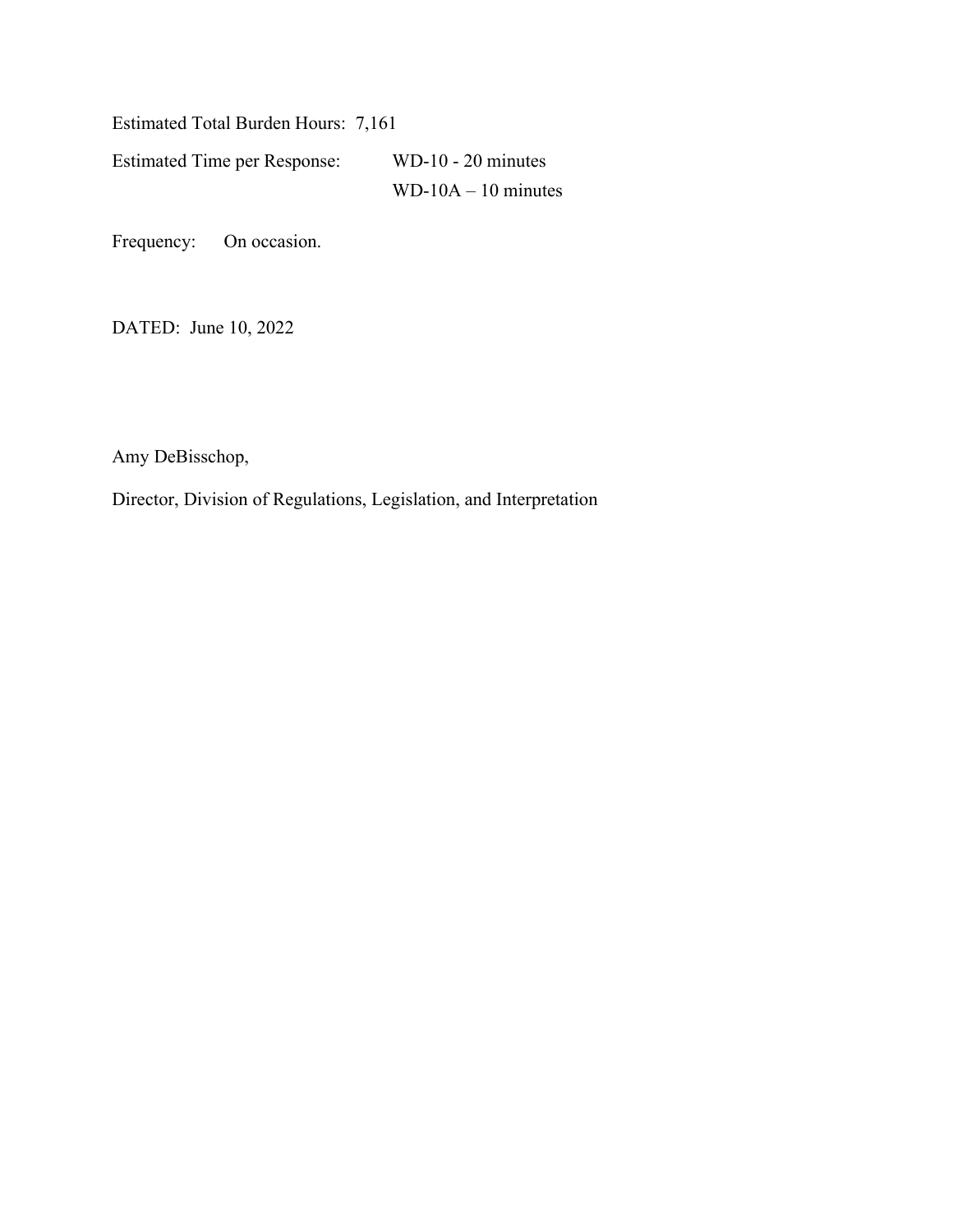Estimated Total Burden Hours: 7,161

Estimated Time per Response: WD-10 - 20 minutes
WD-10A – 10 minutes

Frequency: On occasion.

DATED: June 10, 2022

Amy DeBisschop,

Director, Division of Regulations, Legislation, and Interpretation